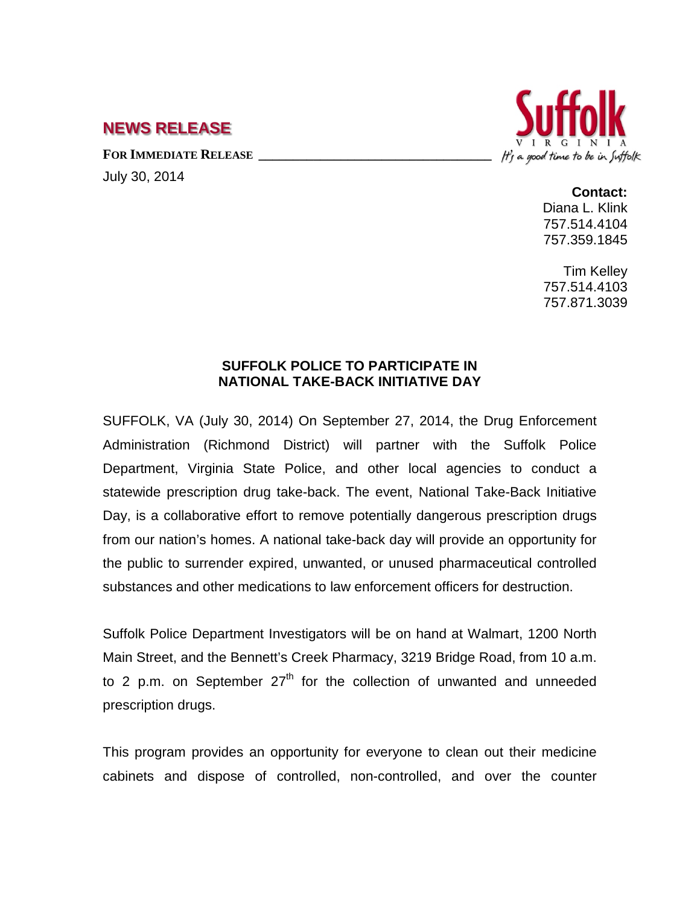# NEWS RELEASE

**FOR IMMEDIATE RELEASE**

July 30, 2014

Suffolk VIRGINIA — *It's a good time to be in Suffolk*

**Contact:**
Diana L. Klink
757.514.4104
757.359.1845

Tim Kelley
757.514.4103
757.871.3039

## SUFFOLK POLICE TO PARTICIPATE IN NATIONAL TAKE-BACK INITIATIVE DAY

SUFFOLK, VA (July 30, 2014) On September 27, 2014, the Drug Enforcement Administration (Richmond District) will partner with the Suffolk Police Department, Virginia State Police, and other local agencies to conduct a statewide prescription drug take-back. The event, National Take-Back Initiative Day, is a collaborative effort to remove potentially dangerous prescription drugs from our nation's homes. A national take-back day will provide an opportunity for the public to surrender expired, unwanted, or unused pharmaceutical controlled substances and other medications to law enforcement officers for destruction.

Suffolk Police Department Investigators will be on hand at Walmart, 1200 North Main Street, and the Bennett's Creek Pharmacy, 3219 Bridge Road, from 10 a.m. to 2 p.m. on September 27th for the collection of unwanted and unneeded prescription drugs.

This program provides an opportunity for everyone to clean out their medicine cabinets and dispose of controlled, non-controlled, and over the counter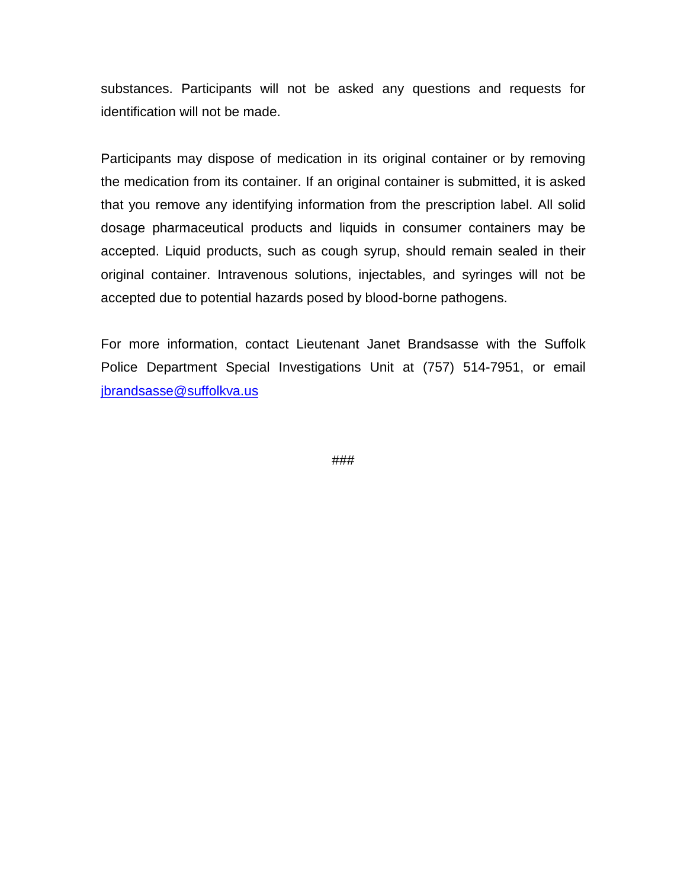substances. Participants will not be asked any questions and requests for identification will not be made.

Participants may dispose of medication in its original container or by removing the medication from its container. If an original container is submitted, it is asked that you remove any identifying information from the prescription label. All solid dosage pharmaceutical products and liquids in consumer containers may be accepted. Liquid products, such as cough syrup, should remain sealed in their original container. Intravenous solutions, injectables, and syringes will not be accepted due to potential hazards posed by blood-borne pathogens.

For more information, contact Lieutenant Janet Brandsasse with the Suffolk Police Department Special Investigations Unit at (757) 514-7951, or email jbrandsasse@suffolkva.us

###